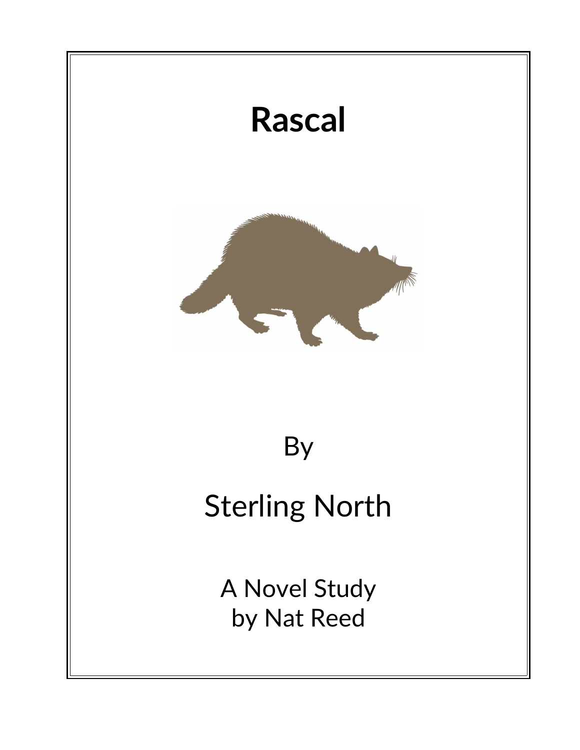# Rascal

By

Sterling North

A Novel Study
by Nat Reed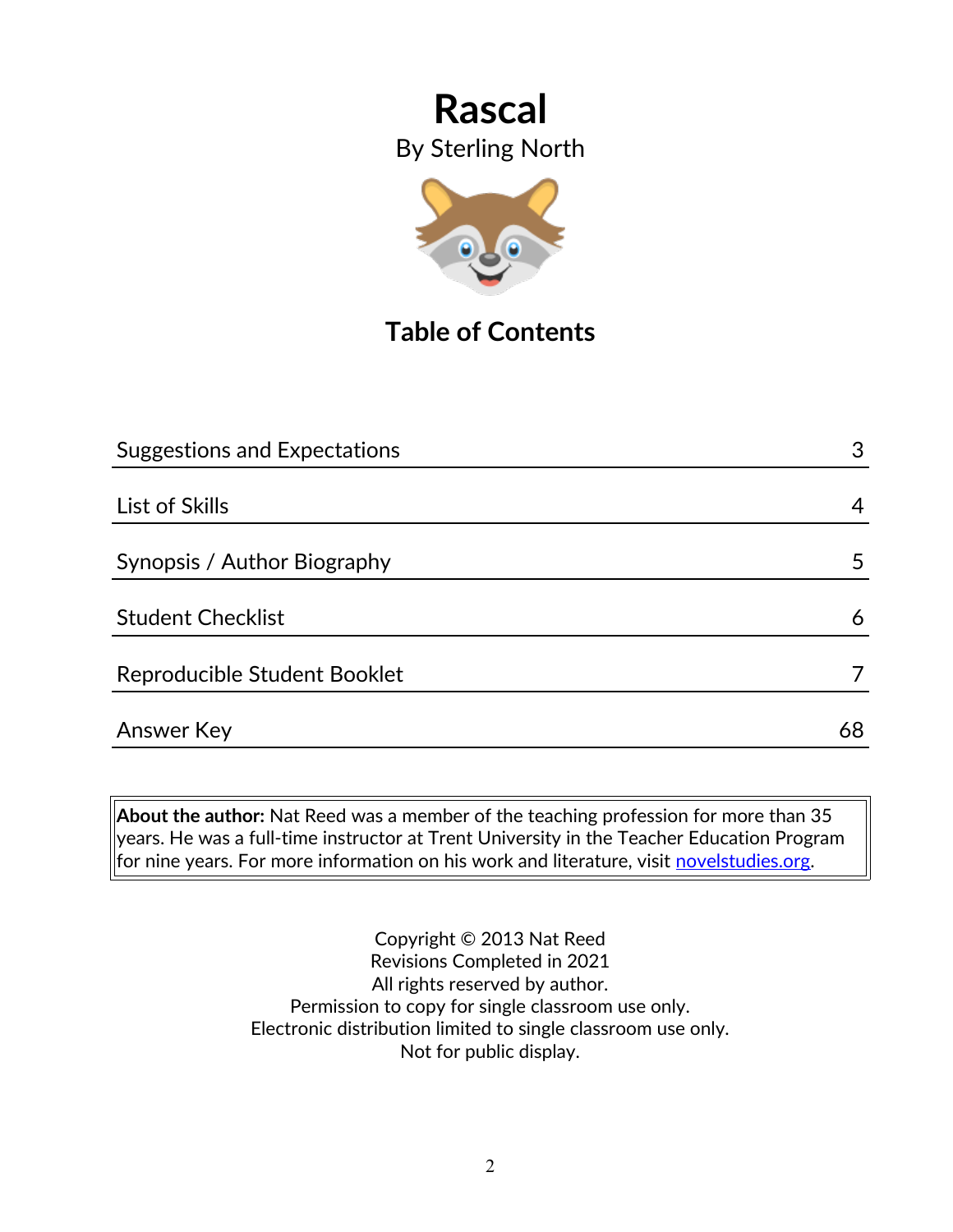# Rascal

By Sterling North

## Table of Contents

| | |
|---|---|
| Suggestions and Expectations | 3 |
| List of Skills | 4 |
| Synopsis / Author Biography | 5 |
| Student Checklist | 6 |
| Reproducible Student Booklet | 7 |
| Answer Key | 68 |

**About the author:** Nat Reed was a member of the teaching profession for more than 35 years. He was a full-time instructor at Trent University in the Teacher Education Program for nine years. For more information on his work and literature, visit novelstudies.org.

Copyright © 2013 Nat Reed
Revisions Completed in 2021
All rights reserved by author.
Permission to copy for single classroom use only.
Electronic distribution limited to single classroom use only.
Not for public display.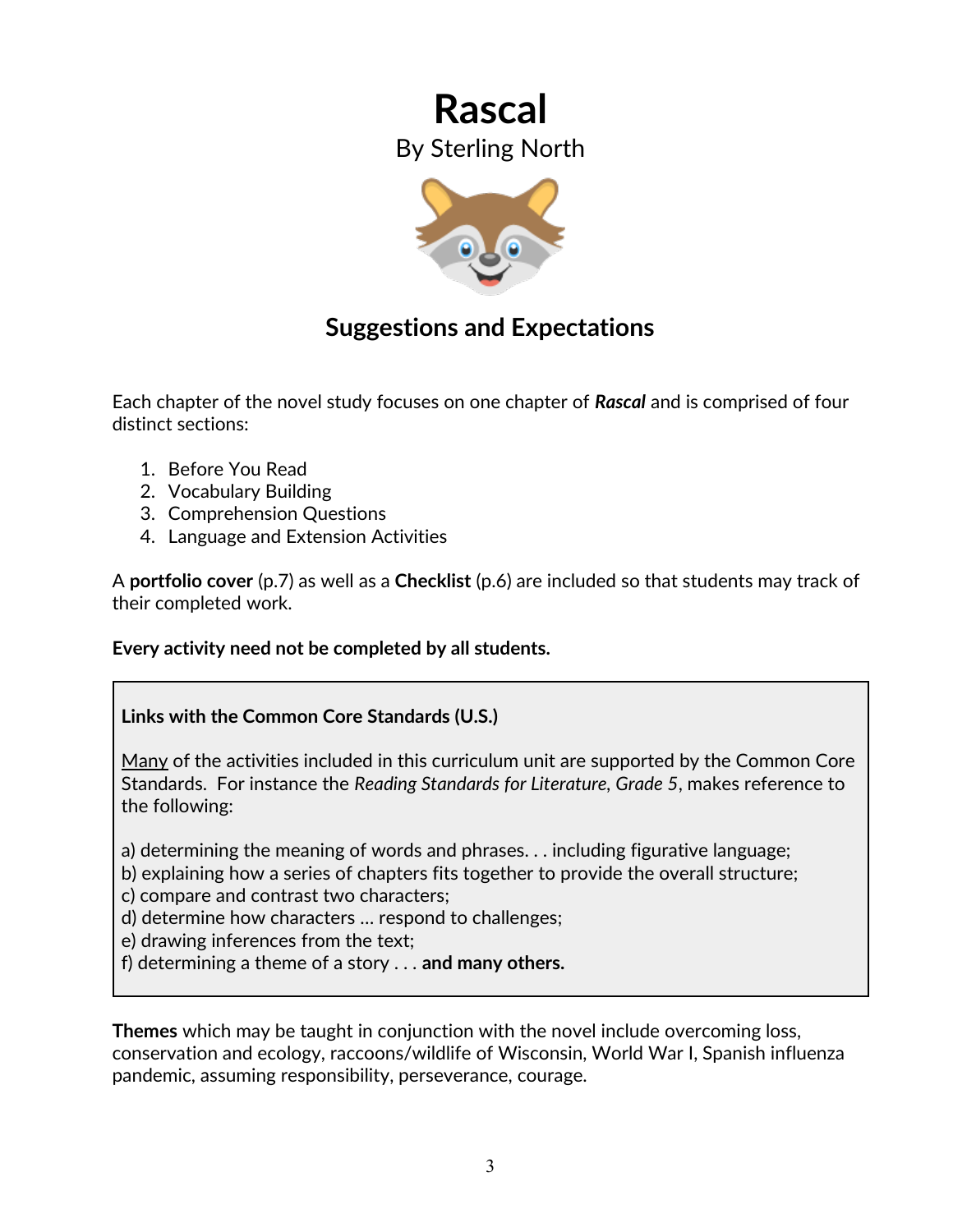# Rascal

By Sterling North

## Suggestions and Expectations

Each chapter of the novel study focuses on one chapter of ***Rascal*** and is comprised of four distinct sections:

1. Before You Read
2. Vocabulary Building
3. Comprehension Questions
4. Language and Extension Activities

A **portfolio cover** (p.7) as well as a **Checklist** (p.6) are included so that students may track of their completed work.

**Every activity need not be completed by all students.**

**Links with the Common Core Standards (U.S.)**

Many of the activities included in this curriculum unit are supported by the Common Core Standards. For instance the *Reading Standards for Literature, Grade 5*, makes reference to the following:

a) determining the meaning of words and phrases. . . including figurative language;
b) explaining how a series of chapters fits together to provide the overall structure;
c) compare and contrast two characters;
d) determine how characters … respond to challenges;
e) drawing inferences from the text;
f) determining a theme of a story . . . **and many others.**

**Themes** which may be taught in conjunction with the novel include overcoming loss, conservation and ecology, raccoons/wildlife of Wisconsin, World War I, Spanish influenza pandemic, assuming responsibility, perseverance, courage.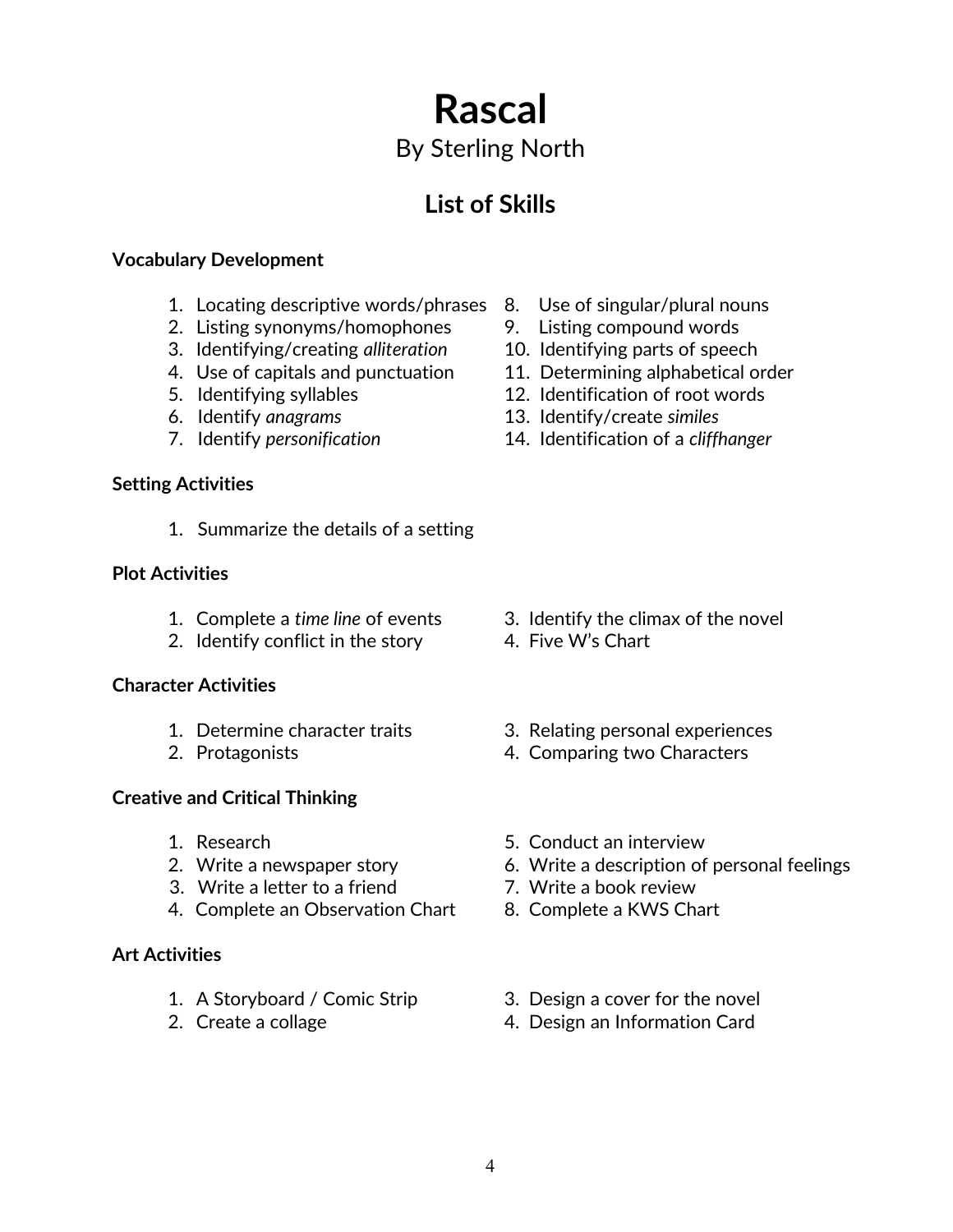# Rascal

By Sterling North

## List of Skills

**Vocabulary Development**

1. Locating descriptive words/phrases
2. Listing synonyms/homophones
3. Identifying/creating *alliteration*
4. Use of capitals and punctuation
5. Identifying syllables
6. Identify *anagrams*
7. Identify *personification*
8. Use of singular/plural nouns
9. Listing compound words
10. Identifying parts of speech
11. Determining alphabetical order
12. Identification of root words
13. Identify/create *similes*
14. Identification of a *cliffhanger*

**Setting Activities**

1. Summarize the details of a setting

**Plot Activities**

1. Complete a *time line* of events
2. Identify conflict in the story
3. Identify the climax of the novel
4. Five W's Chart

**Character Activities**

1. Determine character traits
2. Protagonists
3. Relating personal experiences
4. Comparing two Characters

**Creative and Critical Thinking**

1. Research
2. Write a newspaper story
3. Write a letter to a friend
4. Complete an Observation Chart
5. Conduct an interview
6. Write a description of personal feelings
7. Write a book review
8. Complete a KWS Chart

**Art Activities**

1. A Storyboard / Comic Strip
2. Create a collage
3. Design a cover for the novel
4. Design an Information Card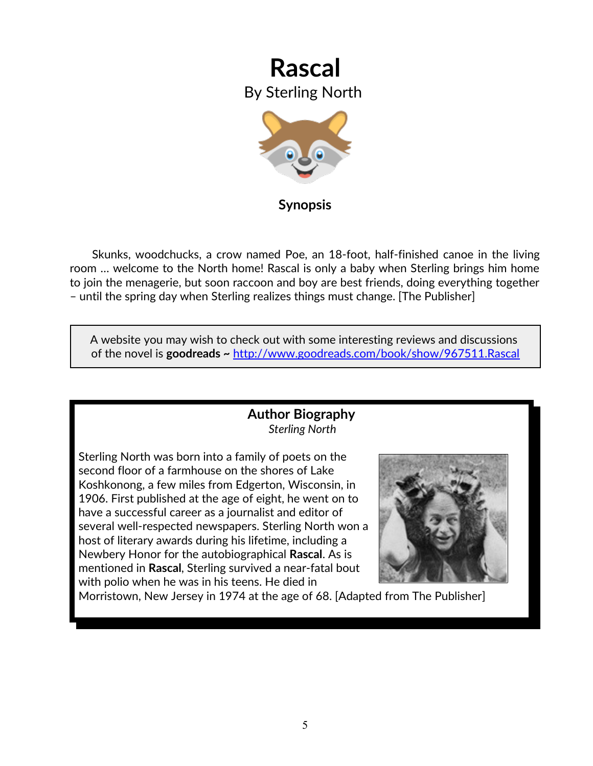# Rascal

By Sterling North

## Synopsis

Skunks, woodchucks, a crow named Poe, an 18-foot, half-finished canoe in the living room … welcome to the North home! Rascal is only a baby when Sterling brings him home to join the menagerie, but soon raccoon and boy are best friends, doing everything together – until the spring day when Sterling realizes things must change. [The Publisher]

A website you may wish to check out with some interesting reviews and discussions of the novel is **goodreads ~** [http://www.goodreads.com/book/show/967511.Rascal](http://www.goodreads.com/book/show/967511.Rascal)

### Author Biography

*Sterling North*

Sterling North was born into a family of poets on the second floor of a farmhouse on the shores of Lake Koshkonong, a few miles from Edgerton, Wisconsin, in 1906. First published at the age of eight, he went on to have a successful career as a journalist and editor of several well-respected newspapers. Sterling North won a host of literary awards during his lifetime, including a Newbery Honor for the autobiographical **Rascal**. As is mentioned in **Rascal**, Sterling survived a near-fatal bout with polio when he was in his teens. He died in Morristown, New Jersey in 1974 at the age of 68. [Adapted from The Publisher]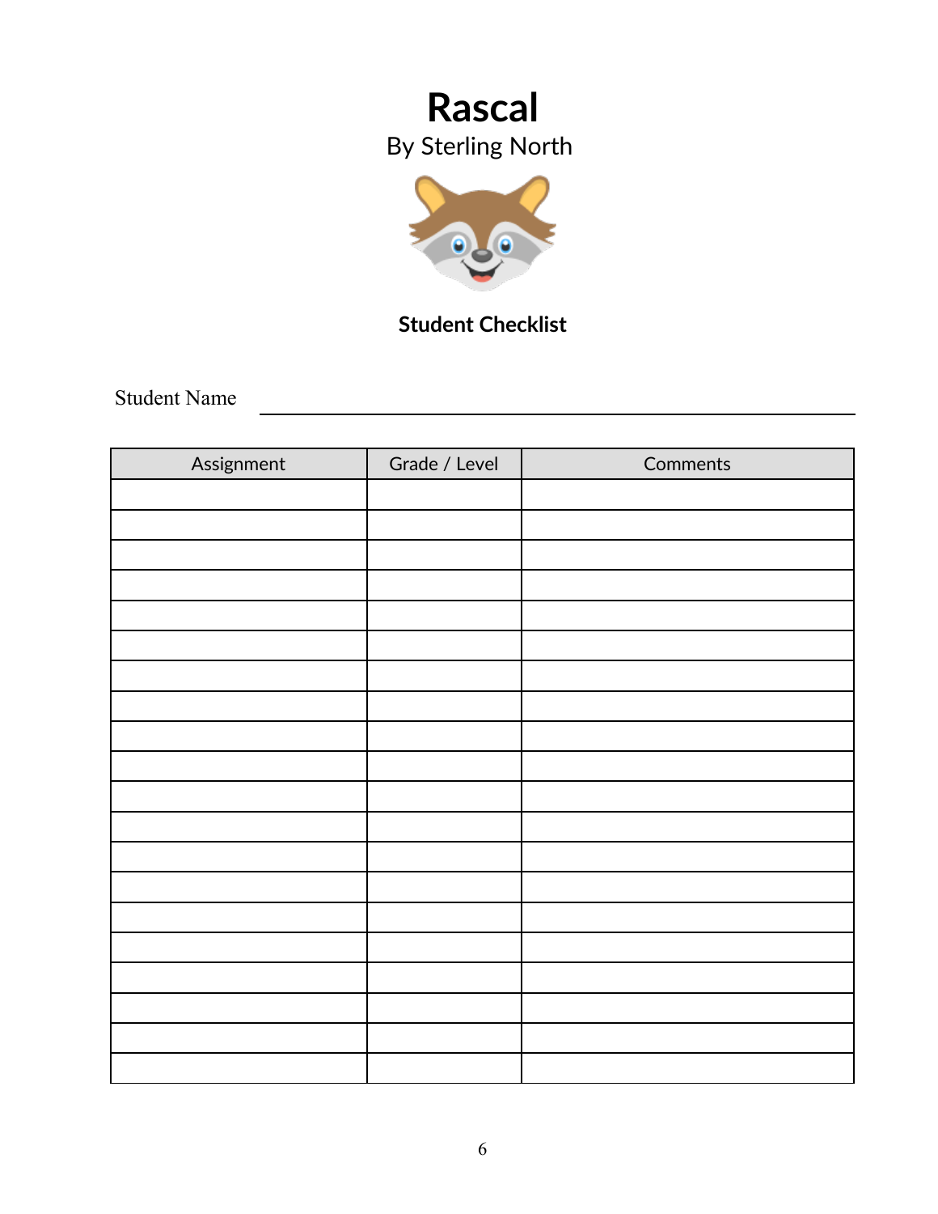# Rascal

By Sterling North

**Student Checklist**

Student Name ______________________________

| Assignment | Grade / Level | Comments |
| --- | --- | --- |
| | | |
| | | |
| | | |
| | | |
| | | |
| | | |
| | | |
| | | |
| | | |
| | | |
| | | |
| | | |
| | | |
| | | |
| | | |
| | | |
| | | |
| | | |
| | | |
| | | |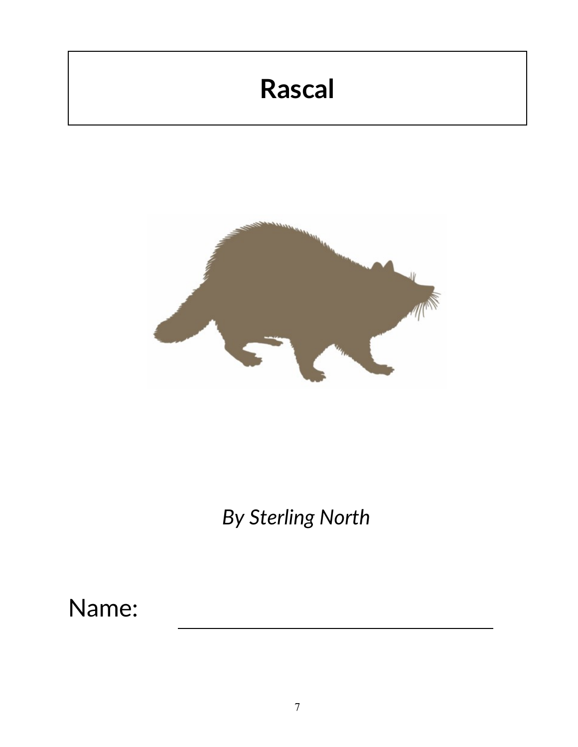# Rascal

*By Sterling North*

Name: ______________________________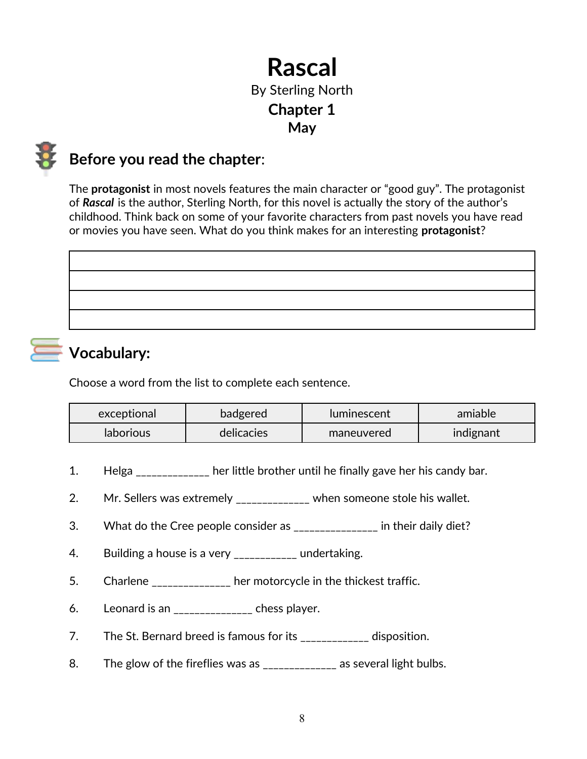# Rascal

By Sterling North

## Chapter 1

## May

## Before you read the chapter:

The **protagonist** in most novels features the main character or “good guy”. The protagonist of ***Rascal*** is the author, Sterling North, for this novel is actually the story of the author’s childhood. Think back on some of your favorite characters from past novels you have read or movies you have seen. What do you think makes for an interesting **protagonist**?

| |
|---|
| |
| |
| |
| |

## Vocabulary:

Choose a word from the list to complete each sentence.

| | | | |
|---|---|---|---|
| exceptional | badgered | luminescent | amiable |
| laborious | delicacies | maneuvered | indignant |

1. Helga _____________ her little brother until he finally gave her his candy bar.
2. Mr. Sellers was extremely _____________ when someone stole his wallet.
3. What do the Cree people consider as _______________ in their daily diet?
4. Building a house is a very ___________ undertaking.
5. Charlene ______________ her motorcycle in the thickest traffic.
6. Leonard is an ______________ chess player.
7. The St. Bernard breed is famous for its ____________ disposition.
8. The glow of the fireflies was as _____________ as several light bulbs.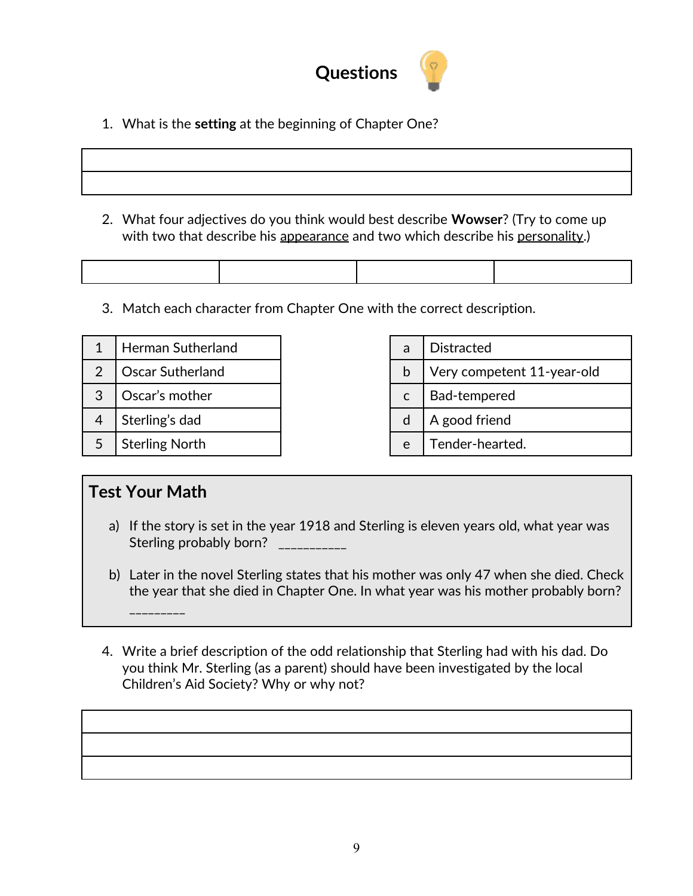# Questions

1. What is the **setting** at the beginning of Chapter One?

| |
|---|
| |
| |

2. What four adjectives do you think would best describe **Wowser**? (Try to come up with two that describe his <u>appearance</u> and two which describe his <u>personality</u>.)

| | | | |
|---|---|---|---|
| | | | |

3. Match each character from Chapter One with the correct description.

| | |
|---|---|
| 1 | Herman Sutherland |
| 2 | Oscar Sutherland |
| 3 | Oscar's mother |
| 4 | Sterling's dad |
| 5 | Sterling North |

| | |
|---|---|
| a | Distracted |
| b | Very competent 11-year-old |
| c | Bad-tempered |
| d | A good friend |
| e | Tender-hearted. |

## Test Your Math

a) If the story is set in the year 1918 and Sterling is eleven years old, what year was Sterling probably born? ___________

b) Later in the novel Sterling states that his mother was only 47 when she died. Check the year that she died in Chapter One. In what year was his mother probably born? _________

4. Write a brief description of the odd relationship that Sterling had with his dad. Do you think Mr. Sterling (as a parent) should have been investigated by the local Children's Aid Society? Why or why not?

| |
|---|
| |
| |
| |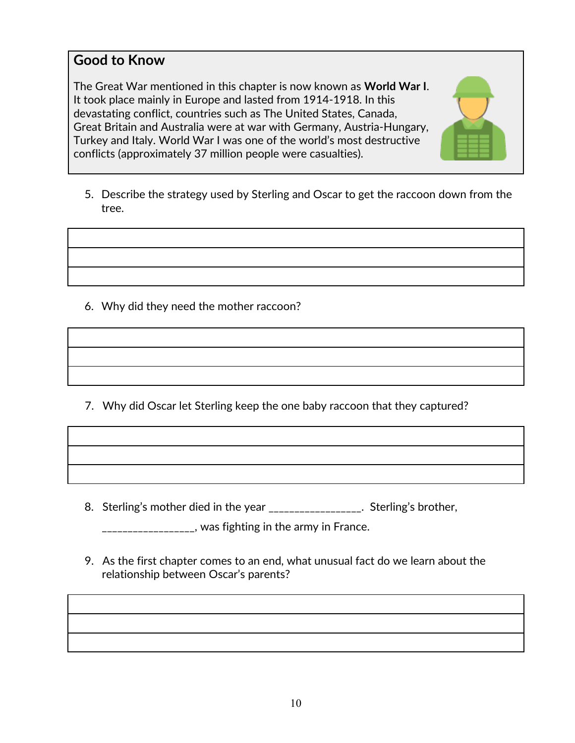## Good to Know

The Great War mentioned in this chapter is now known as **World War I**. It took place mainly in Europe and lasted from 1914-1918. In this devastating conflict, countries such as The United States, Canada, Great Britain and Australia were at war with Germany, Austria-Hungary, Turkey and Italy. World War I was one of the world's most destructive conflicts (approximately 37 million people were casualties).

5. Describe the strategy used by Sterling and Oscar to get the raccoon down from the tree.

6. Why did they need the mother raccoon?

7. Why did Oscar let Sterling keep the one baby raccoon that they captured?

8. Sterling's mother died in the year _________________. Sterling's brother, _________________, was fighting in the army in France.

9. As the first chapter comes to an end, what unusual fact do we learn about the relationship between Oscar's parents?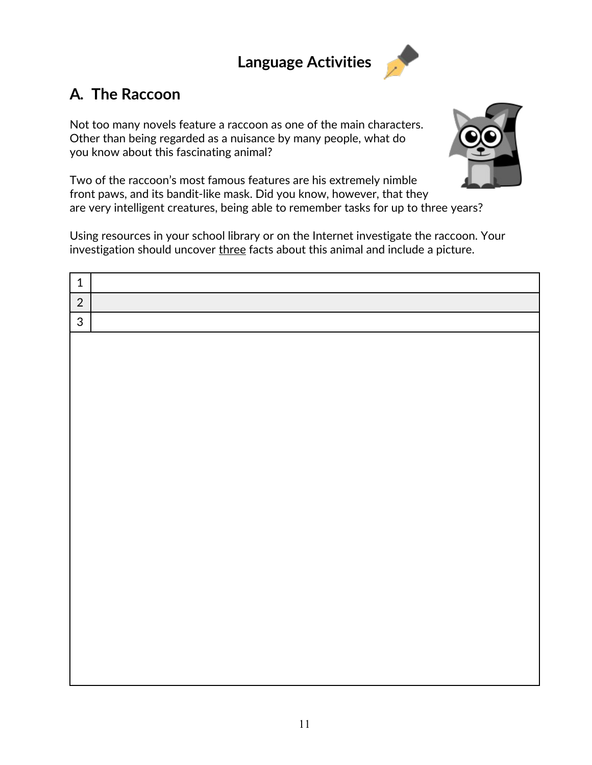# Language Activities

## A. The Raccoon

Not too many novels feature a raccoon as one of the main characters. Other than being regarded as a nuisance by many people, what do you know about this fascinating animal?

Two of the raccoon's most famous features are his extremely nimble front paws, and its bandit-like mask. Did you know, however, that they are very intelligent creatures, being able to remember tasks for up to three years?

Using resources in your school library or on the Internet investigate the raccoon. Your investigation should uncover <u>three</u> facts about this animal and include a picture.

| | |
|---|---|
| 1 | |
| 2 | |
| 3 | |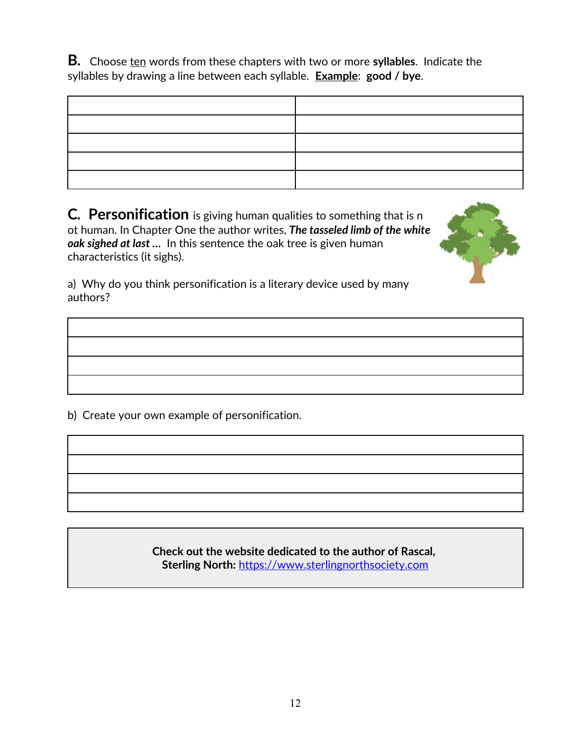**B.** Choose <u>ten</u> words from these chapters with two or more **syllables**. Indicate the syllables by drawing a line between each syllable. **<u>Example</u>**: **good / bye**.

| | |
|---|---|
| | |
| | |
| | |
| | |
| | |

**C. Personification** is giving human qualities to something that is n ot human. In Chapter One the author writes, ***The tasseled limb of the white oak sighed at last …*** In this sentence the oak tree is given human characteristics (it sighs).

a) Why do you think personification is a literary device used by many authors?

| |
|---|
| |
| |
| |
| |

b) Create your own example of personification.

| |
|---|
| |
| |
| |
| |

**Check out the website dedicated to the author of Rascal, Sterling North:** https://www.sterlingnorthsociety.com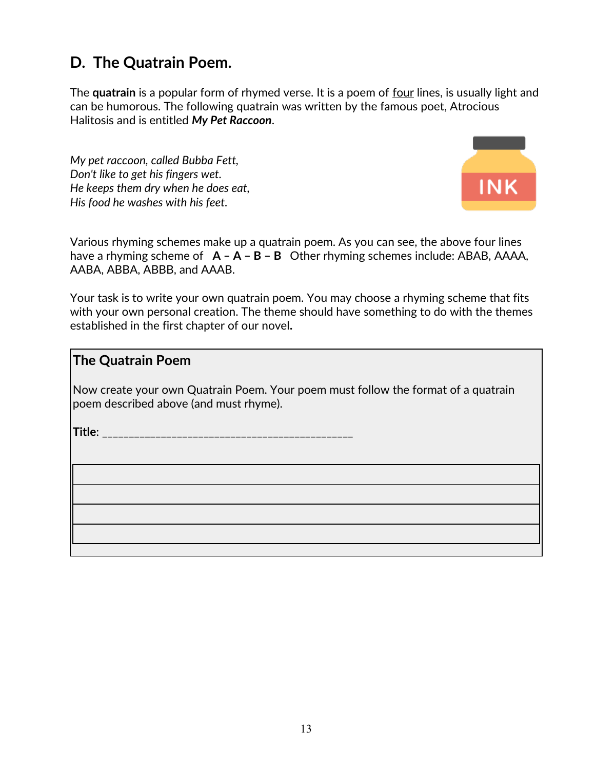## D. The Quatrain Poem.

The **quatrain** is a popular form of rhymed verse. It is a poem of <u>four</u> lines, is usually light and can be humorous. The following quatrain was written by the famous poet, Atrocious Halitosis and is entitled ***My Pet Raccoon***.

*My pet raccoon, called Bubba Fett,*
*Don't like to get his fingers wet.*
*He keeps them dry when he does eat,*
*His food he washes with his feet.*

Various rhyming schemes make up a quatrain poem. As you can see, the above four lines have a rhyming scheme of **A – A – B – B** Other rhyming schemes include: ABAB, AAAA, AABA, ABBA, ABBB, and AAAB.

Your task is to write your own quatrain poem. You may choose a rhyming scheme that fits with your own personal creation. The theme should have something to do with the themes established in the first chapter of our novel**.**

**The Quatrain Poem**

Now create your own Quatrain Poem. Your poem must follow the format of a quatrain poem described above (and must rhyme).

**Title**: _______________________________________________

| |
|---|
| |
| |
| |
| |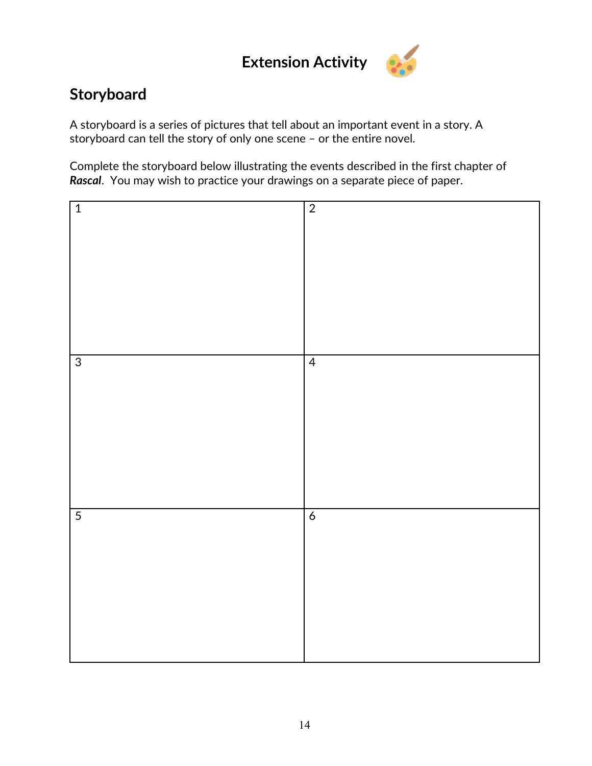# Extension Activity

## Storyboard

A storyboard is a series of pictures that tell about an important event in a story. A storyboard can tell the story of only one scene – or the entire novel.

Complete the storyboard below illustrating the events described in the first chapter of ***Rascal***. You may wish to practice your drawings on a separate piece of paper.

| | |
|---|---|
| 1 | 2 |
| 3 | 4 |
| 5 | 6 |